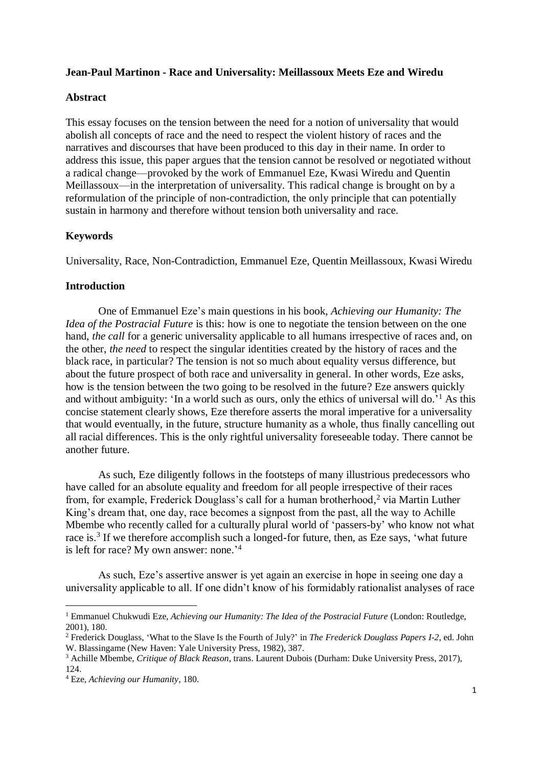**Jean-Paul Martinon - Race and Universality: Meillassoux Meets Eze and Wiredu**

**Abstract**

This essay focuses on the tension between the need for a notion of universality that would abolish all concepts of race and the need to respect the violent history of races and the narratives and discourses that have been produced to this day in their name. In order to address this issue, this paper argues that the tension cannot be resolved or negotiated without a radical change—provoked by the work of Emmanuel Eze, Kwasi Wiredu and Quentin Meillassoux—in the interpretation of universality. This radical change is brought on by a reformulation of the principle of non-contradiction, the only principle that can potentially sustain in harmony and therefore without tension both universality and race.

**Keywords**

Universality, Race, Non-Contradiction, Emmanuel Eze, Quentin Meillassoux, Kwasi Wiredu

**Introduction**

One of Emmanuel Eze's main questions in his book, *Achieving our Humanity: The Idea of the Postracial Future* is this: how is one to negotiate the tension between on the one hand, *the call* for a generic universality applicable to all humans irrespective of races and, on the other, *the need* to respect the singular identities created by the history of races and the black race, in particular? The tension is not so much about equality versus difference, but about the future prospect of both race and universality in general. In other words, Eze asks, how is the tension between the two going to be resolved in the future? Eze answers quickly and without ambiguity: 'In a world such as ours, only the ethics of universal will do.'[1] As this concise statement clearly shows, Eze therefore asserts the moral imperative for a universality that would eventually, in the future, structure humanity as a whole, thus finally cancelling out all racial differences. This is the only rightful universality foreseeable today. There cannot be another future.

As such, Eze diligently follows in the footsteps of many illustrious predecessors who have called for an absolute equality and freedom for all people irrespective of their races from, for example, Frederick Douglass's call for a human brotherhood,[2] via Martin Luther King's dream that, one day, race becomes a signpost from the past, all the way to Achille Mbembe who recently called for a culturally plural world of 'passers-by' who know not what race is.[3] If we therefore accomplish such a longed-for future, then, as Eze says, 'what future is left for race? My own answer: none.'[4]

As such, Eze's assertive answer is yet again an exercise in hope in seeing one day a universality applicable to all. If one didn't know of his formidably rationalist analyses of race

---

[1] Emmanuel Chukwudi Eze, *Achieving our Humanity: The Idea of the Postracial Future* (London: Routledge, 2001), 180.

[2] Frederick Douglass, 'What to the Slave Is the Fourth of July?' in *The Frederick Douglass Papers I-2*, ed. John W. Blassingame (New Haven: Yale University Press, 1982), 387.

[3] Achille Mbembe, *Critique of Black Reason*, trans. Laurent Dubois (Durham: Duke University Press, 2017), 124.

[4] Eze, *Achieving our Humanity*, 180.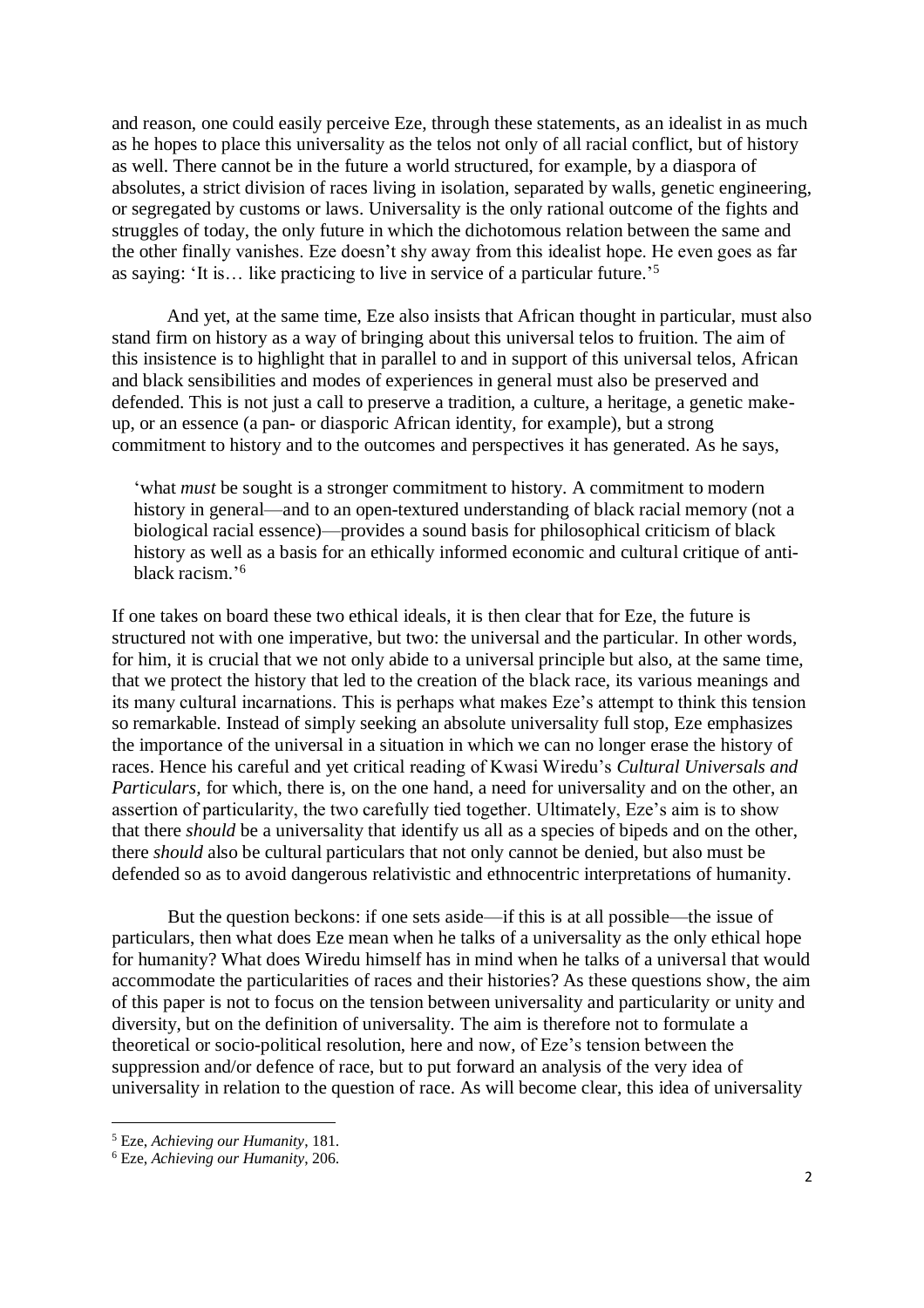and reason, one could easily perceive Eze, through these statements, as an idealist in as much as he hopes to place this universality as the telos not only of all racial conflict, but of history as well. There cannot be in the future a world structured, for example, by a diaspora of absolutes, a strict division of races living in isolation, separated by walls, genetic engineering, or segregated by customs or laws. Universality is the only rational outcome of the fights and struggles of today, the only future in which the dichotomous relation between the same and the other finally vanishes. Eze doesn't shy away from this idealist hope. He even goes as far as saying: 'It is… like practicing to live in service of a particular future.'[5]

And yet, at the same time, Eze also insists that African thought in particular, must also stand firm on history as a way of bringing about this universal telos to fruition. The aim of this insistence is to highlight that in parallel to and in support of this universal telos, African and black sensibilities and modes of experiences in general must also be preserved and defended. This is not just a call to preserve a tradition, a culture, a heritage, a genetic make-up, or an essence (a pan- or diasporic African identity, for example), but a strong commitment to history and to the outcomes and perspectives it has generated. As he says,

> 'what *must* be sought is a stronger commitment to history. A commitment to modern history in general—and to an open-textured understanding of black racial memory (not a biological racial essence)—provides a sound basis for philosophical criticism of black history as well as a basis for an ethically informed economic and cultural critique of anti-black racism.'[6]

If one takes on board these two ethical ideals, it is then clear that for Eze, the future is structured not with one imperative, but two: the universal and the particular. In other words, for him, it is crucial that we not only abide to a universal principle but also, at the same time, that we protect the history that led to the creation of the black race, its various meanings and its many cultural incarnations. This is perhaps what makes Eze's attempt to think this tension so remarkable. Instead of simply seeking an absolute universality full stop, Eze emphasizes the importance of the universal in a situation in which we can no longer erase the history of races. Hence his careful and yet critical reading of Kwasi Wiredu's *Cultural Universals and Particulars*, for which, there is, on the one hand, a need for universality and on the other, an assertion of particularity, the two carefully tied together. Ultimately, Eze's aim is to show that there *should* be a universality that identify us all as a species of bipeds and on the other, there *should* also be cultural particulars that not only cannot be denied, but also must be defended so as to avoid dangerous relativistic and ethnocentric interpretations of humanity.

But the question beckons: if one sets aside—if this is at all possible—the issue of particulars, then what does Eze mean when he talks of a universality as the only ethical hope for humanity? What does Wiredu himself has in mind when he talks of a universal that would accommodate the particularities of races and their histories? As these questions show, the aim of this paper is not to focus on the tension between universality and particularity or unity and diversity, but on the definition of universality. The aim is therefore not to formulate a theoretical or socio-political resolution, here and now, of Eze's tension between the suppression and/or defence of race, but to put forward an analysis of the very idea of universality in relation to the question of race. As will become clear, this idea of universality

---

[5] Eze, *Achieving our Humanity*, 181.

[6] Eze, *Achieving our Humanity*, 206.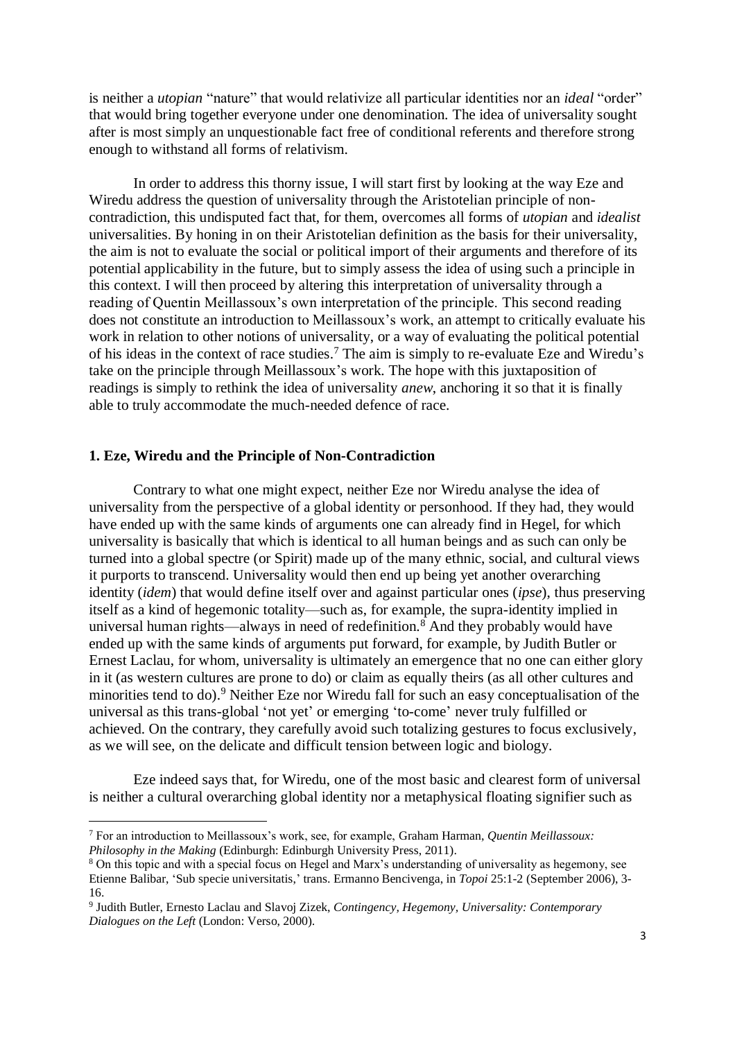is neither a *utopian* "nature" that would relativize all particular identities nor an *ideal* "order" that would bring together everyone under one denomination. The idea of universality sought after is most simply an unquestionable fact free of conditional referents and therefore strong enough to withstand all forms of relativism.

In order to address this thorny issue, I will start first by looking at the way Eze and Wiredu address the question of universality through the Aristotelian principle of non-contradiction, this undisputed fact that, for them, overcomes all forms of *utopian* and *idealist* universalities. By honing in on their Aristotelian definition as the basis for their universality, the aim is not to evaluate the social or political import of their arguments and therefore of its potential applicability in the future, but to simply assess the idea of using such a principle in this context. I will then proceed by altering this interpretation of universality through a reading of Quentin Meillassoux's own interpretation of the principle. This second reading does not constitute an introduction to Meillassoux's work, an attempt to critically evaluate his work in relation to other notions of universality, or a way of evaluating the political potential of his ideas in the context of race studies.[7] The aim is simply to re-evaluate Eze and Wiredu's take on the principle through Meillassoux's work. The hope with this juxtaposition of readings is simply to rethink the idea of universality *anew*, anchoring it so that it is finally able to truly accommodate the much-needed defence of race.

## 1. Eze, Wiredu and the Principle of Non-Contradiction

Contrary to what one might expect, neither Eze nor Wiredu analyse the idea of universality from the perspective of a global identity or personhood. If they had, they would have ended up with the same kinds of arguments one can already find in Hegel, for which universality is basically that which is identical to all human beings and as such can only be turned into a global spectre (or Spirit) made up of the many ethnic, social, and cultural views it purports to transcend. Universality would then end up being yet another overarching identity (*idem*) that would define itself over and against particular ones (*ipse*), thus preserving itself as a kind of hegemonic totality—such as, for example, the supra-identity implied in universal human rights—always in need of redefinition.[8] And they probably would have ended up with the same kinds of arguments put forward, for example, by Judith Butler or Ernest Laclau, for whom, universality is ultimately an emergence that no one can either glory in it (as western cultures are prone to do) or claim as equally theirs (as all other cultures and minorities tend to do).[9] Neither Eze nor Wiredu fall for such an easy conceptualisation of the universal as this trans-global 'not yet' or emerging 'to-come' never truly fulfilled or achieved. On the contrary, they carefully avoid such totalizing gestures to focus exclusively, as we will see, on the delicate and difficult tension between logic and biology.

Eze indeed says that, for Wiredu, one of the most basic and clearest form of universal is neither a cultural overarching global identity nor a metaphysical floating signifier such as

---

[7] For an introduction to Meillassoux's work, see, for example, Graham Harman, *Quentin Meillassoux: Philosophy in the Making* (Edinburgh: Edinburgh University Press, 2011).

[8] On this topic and with a special focus on Hegel and Marx's understanding of universality as hegemony, see Etienne Balibar, 'Sub specie universitatis,' trans. Ermanno Bencivenga, in *Topoi* 25:1-2 (September 2006), 3-16.

[9] Judith Butler, Ernesto Laclau and Slavoj Zizek, *Contingency, Hegemony, Universality: Contemporary Dialogues on the Left* (London: Verso, 2000).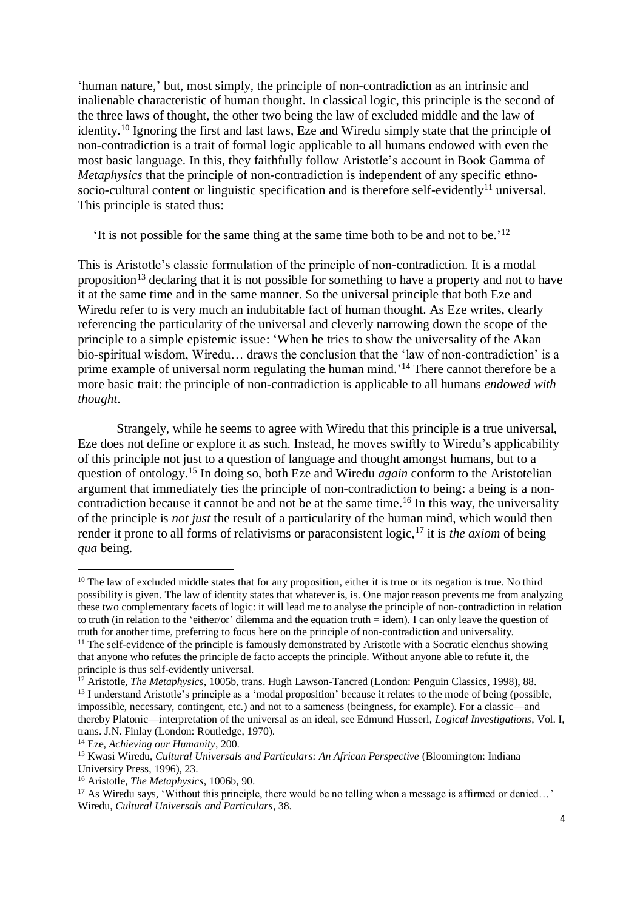'human nature,' but, most simply, the principle of non-contradiction as an intrinsic and inalienable characteristic of human thought. In classical logic, this principle is the second of the three laws of thought, the other two being the law of excluded middle and the law of identity.[10] Ignoring the first and last laws, Eze and Wiredu simply state that the principle of non-contradiction is a trait of formal logic applicable to all humans endowed with even the most basic language. In this, they faithfully follow Aristotle's account in Book Gamma of *Metaphysics* that the principle of non-contradiction is independent of any specific ethno-socio-cultural content or linguistic specification and is therefore self-evidently[11] universal. This principle is stated thus:

> 'It is not possible for the same thing at the same time both to be and not to be.'[12]

This is Aristotle's classic formulation of the principle of non-contradiction. It is a modal proposition[13] declaring that it is not possible for something to have a property and not to have it at the same time and in the same manner. So the universal principle that both Eze and Wiredu refer to is very much an indubitable fact of human thought. As Eze writes, clearly referencing the particularity of the universal and cleverly narrowing down the scope of the principle to a simple epistemic issue: 'When he tries to show the universality of the Akan bio-spiritual wisdom, Wiredu… draws the conclusion that the 'law of non-contradiction' is a prime example of universal norm regulating the human mind.'[14] There cannot therefore be a more basic trait: the principle of non-contradiction is applicable to all humans *endowed with thought*.

Strangely, while he seems to agree with Wiredu that this principle is a true universal, Eze does not define or explore it as such. Instead, he moves swiftly to Wiredu's applicability of this principle not just to a question of language and thought amongst humans, but to a question of ontology.[15] In doing so, both Eze and Wiredu *again* conform to the Aristotelian argument that immediately ties the principle of non-contradiction to being: a being is a non-contradiction because it cannot be and not be at the same time.[16] In this way, the universality of the principle is *not just* the result of a particularity of the human mind, which would then render it prone to all forms of relativisms or paraconsistent logic,[17] it is *the axiom* of being *qua* being.

---

[10] The law of excluded middle states that for any proposition, either it is true or its negation is true. No third possibility is given. The law of identity states that whatever is, is. One major reason prevents me from analyzing these two complementary facets of logic: it will lead me to analyse the principle of non-contradiction in relation to truth (in relation to the 'either/or' dilemma and the equation truth = idem). I can only leave the question of truth for another time, preferring to focus here on the principle of non-contradiction and universality.

[11] The self-evidence of the principle is famously demonstrated by Aristotle with a Socratic elenchus showing that anyone who refutes the principle de facto accepts the principle. Without anyone able to refute it, the principle is thus self-evidently universal.

[12] Aristotle, *The Metaphysics*, 1005b, trans. Hugh Lawson-Tancred (London: Penguin Classics, 1998), 88.

[13] I understand Aristotle's principle as a 'modal proposition' because it relates to the mode of being (possible, impossible, necessary, contingent, etc.) and not to a sameness (beingness, for example). For a classic—and thereby Platonic—interpretation of the universal as an ideal, see Edmund Husserl, *Logical Investigations*, Vol. I, trans. J.N. Finlay (London: Routledge, 1970).

[14] Eze, *Achieving our Humanity*, 200.

[15] Kwasi Wiredu, *Cultural Universals and Particulars: An African Perspective* (Bloomington: Indiana University Press, 1996), 23.

[16] Aristotle, *The Metaphysics*, 1006b, 90.

[17] As Wiredu says, 'Without this principle, there would be no telling when a message is affirmed or denied…' Wiredu, *Cultural Universals and Particulars*, 38.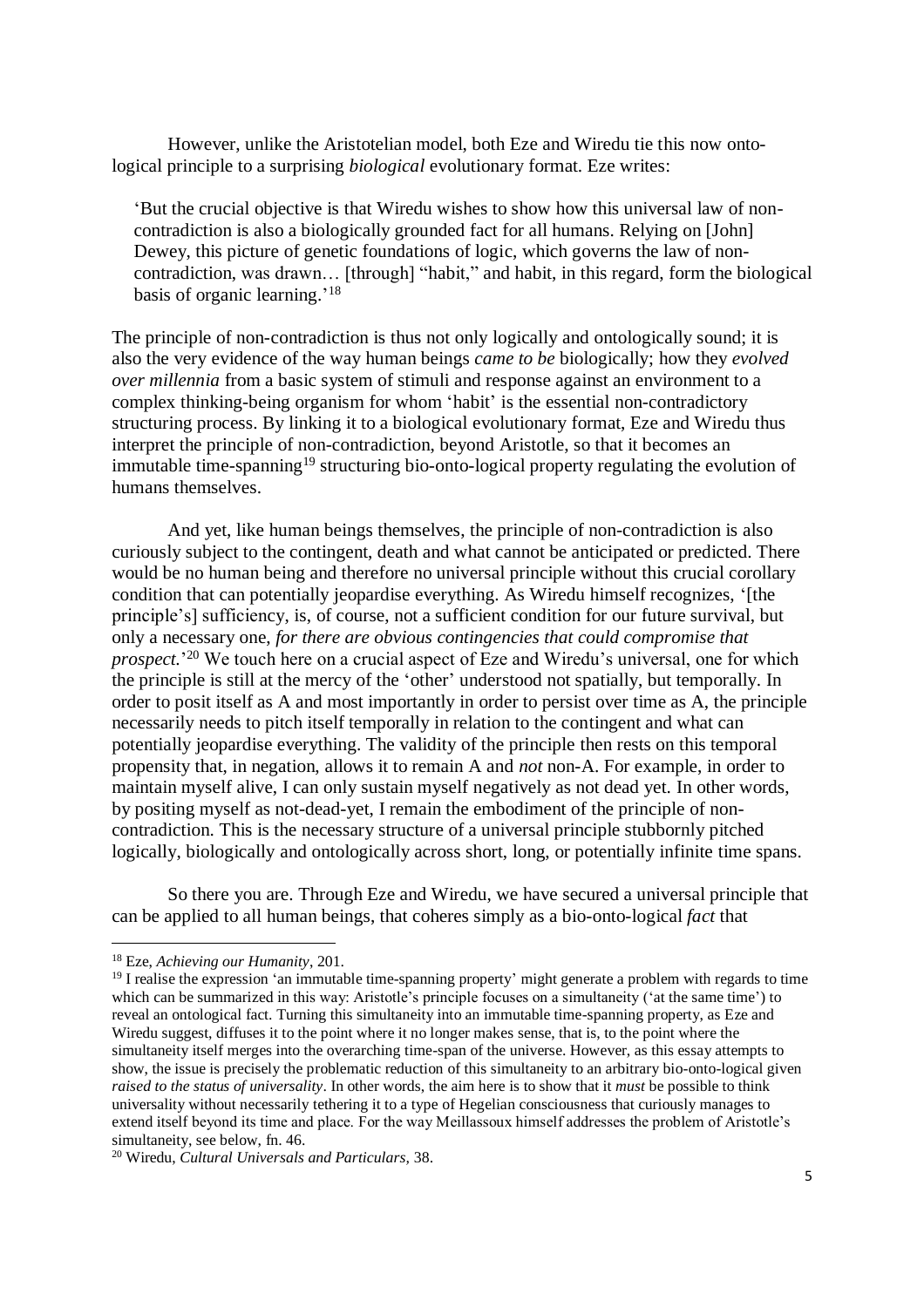However, unlike the Aristotelian model, both Eze and Wiredu tie this now onto-logical principle to a surprising *biological* evolutionary format. Eze writes:

> 'But the crucial objective is that Wiredu wishes to show how this universal law of non-contradiction is also a biologically grounded fact for all humans. Relying on [John] Dewey, this picture of genetic foundations of logic, which governs the law of non-contradiction, was drawn… [through] "habit," and habit, in this regard, form the biological basis of organic learning.'[18]

The principle of non-contradiction is thus not only logically and ontologically sound; it is also the very evidence of the way human beings *came to be* biologically; how they *evolved over millennia* from a basic system of stimuli and response against an environment to a complex thinking-being organism for whom 'habit' is the essential non-contradictory structuring process. By linking it to a biological evolutionary format, Eze and Wiredu thus interpret the principle of non-contradiction, beyond Aristotle, so that it becomes an immutable time-spanning[19] structuring bio-onto-logical property regulating the evolution of humans themselves.

And yet, like human beings themselves, the principle of non-contradiction is also curiously subject to the contingent, death and what cannot be anticipated or predicted. There would be no human being and therefore no universal principle without this crucial corollary condition that can potentially jeopardise everything. As Wiredu himself recognizes, '[the principle's] sufficiency, is, of course, not a sufficient condition for our future survival, but only a necessary one, *for there are obvious contingencies that could compromise that prospect*.'[20] We touch here on a crucial aspect of Eze and Wiredu's universal, one for which the principle is still at the mercy of the 'other' understood not spatially, but temporally. In order to posit itself as A and most importantly in order to persist over time as A, the principle necessarily needs to pitch itself temporally in relation to the contingent and what can potentially jeopardise everything. The validity of the principle then rests on this temporal propensity that, in negation, allows it to remain A and *not* non-A. For example, in order to maintain myself alive, I can only sustain myself negatively as not dead yet. In other words, by positing myself as not-dead-yet, I remain the embodiment of the principle of non-contradiction. This is the necessary structure of a universal principle stubbornly pitched logically, biologically and ontologically across short, long, or potentially infinite time spans.

So there you are. Through Eze and Wiredu, we have secured a universal principle that can be applied to all human beings, that coheres simply as a bio-onto-logical *fact* that

---

[18] Eze, *Achieving our Humanity*, 201.

[19] I realise the expression 'an immutable time-spanning property' might generate a problem with regards to time which can be summarized in this way: Aristotle's principle focuses on a simultaneity ('at the same time') to reveal an ontological fact. Turning this simultaneity into an immutable time-spanning property, as Eze and Wiredu suggest, diffuses it to the point where it no longer makes sense, that is, to the point where the simultaneity itself merges into the overarching time-span of the universe. However, as this essay attempts to show, the issue is precisely the problematic reduction of this simultaneity to an arbitrary bio-onto-logical given *raised to the status of universality*. In other words, the aim here is to show that it *must* be possible to think universality without necessarily tethering it to a type of Hegelian consciousness that curiously manages to extend itself beyond its time and place. For the way Meillassoux himself addresses the problem of Aristotle's simultaneity, see below, fn. 46.

[20] Wiredu, *Cultural Universals and Particulars,* 38.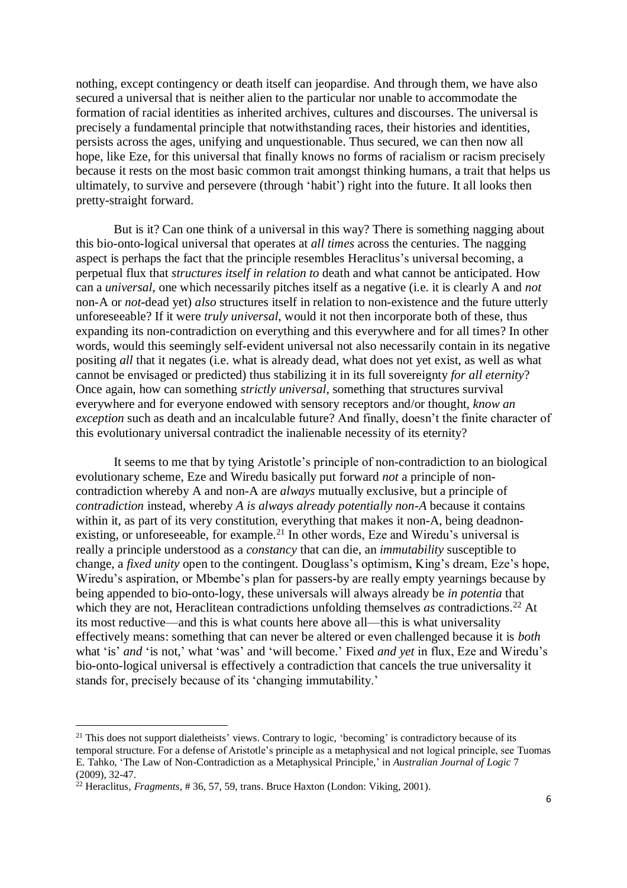nothing, except contingency or death itself can jeopardise. And through them, we have also secured a universal that is neither alien to the particular nor unable to accommodate the formation of racial identities as inherited archives, cultures and discourses. The universal is precisely a fundamental principle that notwithstanding races, their histories and identities, persists across the ages, unifying and unquestionable. Thus secured, we can then now all hope, like Eze, for this universal that finally knows no forms of racialism or racism precisely because it rests on the most basic common trait amongst thinking humans, a trait that helps us ultimately, to survive and persevere (through 'habit') right into the future. It all looks then pretty-straight forward.

But is it? Can one think of a universal in this way? There is something nagging about this bio-onto-logical universal that operates at *all times* across the centuries. The nagging aspect is perhaps the fact that the principle resembles Heraclitus's universal becoming, a perpetual flux that *structures itself in relation to* death and what cannot be anticipated. How can a *universal*, one which necessarily pitches itself as a negative (i.e. it is clearly A and *not* non-A or *not*-dead yet) *also* structures itself in relation to non-existence and the future utterly unforeseeable? If it were *truly universal*, would it not then incorporate both of these, thus expanding its non-contradiction on everything and this everywhere and for all times? In other words, would this seemingly self-evident universal not also necessarily contain in its negative positing *all* that it negates (i.e. what is already dead, what does not yet exist, as well as what cannot be envisaged or predicted) thus stabilizing it in its full sovereignty *for all eternity*? Once again, how can something *strictly universal*, something that structures survival everywhere and for everyone endowed with sensory receptors and/or thought, *know an exception* such as death and an incalculable future? And finally, doesn't the finite character of this evolutionary universal contradict the inalienable necessity of its eternity?

It seems to me that by tying Aristotle's principle of non-contradiction to an biological evolutionary scheme, Eze and Wiredu basically put forward *not* a principle of non-contradiction whereby A and non-A are *always* mutually exclusive, but a principle of *contradiction* instead, whereby *A is always already potentially non-A* because it contains within it, as part of its very constitution, everything that makes it non-A, being deadnon-existing, or unforeseeable, for example.[21] In other words, Eze and Wiredu's universal is really a principle understood as a *constancy* that can die, an *immutability* susceptible to change, a *fixed unity* open to the contingent. Douglass's optimism, King's dream, Eze's hope, Wiredu's aspiration, or Mbembe's plan for passers-by are really empty yearnings because by being appended to bio-onto-logy, these universals will always already be *in potentia* that which they are not, Heraclitean contradictions unfolding themselves *as* contradictions.[22] At its most reductive—and this is what counts here above all—this is what universality effectively means: something that can never be altered or even challenged because it is *both* what 'is' *and* 'is not,' what 'was' and 'will become.' Fixed *and yet* in flux, Eze and Wiredu's bio-onto-logical universal is effectively a contradiction that cancels the true universality it stands for, precisely because of its 'changing immutability.'

[21] This does not support dialetheists' views. Contrary to logic, 'becoming' is contradictory because of its temporal structure. For a defense of Aristotle's principle as a metaphysical and not logical principle, see Tuomas E. Tahko, 'The Law of Non-Contradiction as a Metaphysical Principle,' in *Australian Journal of Logic* 7 (2009), 32-47.

[22] Heraclitus, *Fragments*, # 36, 57, 59, trans. Bruce Haxton (London: Viking, 2001).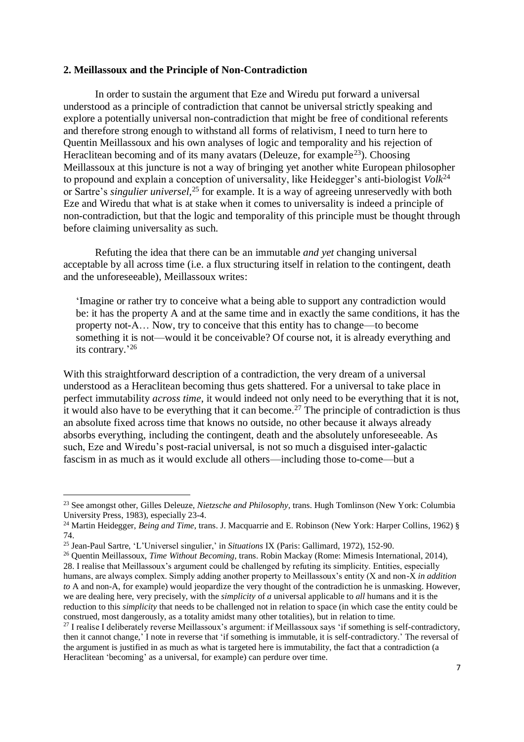## 2. Meillassoux and the Principle of Non-Contradiction

In order to sustain the argument that Eze and Wiredu put forward a universal understood as a principle of contradiction that cannot be universal strictly speaking and explore a potentially universal non-contradiction that might be free of conditional referents and therefore strong enough to withstand all forms of relativism, I need to turn here to Quentin Meillassoux and his own analyses of logic and temporality and his rejection of Heraclitean becoming and of its many avatars (Deleuze, for example[23]). Choosing Meillassoux at this juncture is not a way of bringing yet another white European philosopher to propound and explain a conception of universality, like Heidegger's anti-biologist *Volk*[24] or Sartre's *singulier universel*,[25] for example. It is a way of agreeing unreservedly with both Eze and Wiredu that what is at stake when it comes to universality is indeed a principle of non-contradiction, but that the logic and temporality of this principle must be thought through before claiming universality as such.

Refuting the idea that there can be an immutable *and yet* changing universal acceptable by all across time (i.e. a flux structuring itself in relation to the contingent, death and the unforeseeable), Meillassoux writes:

> 'Imagine or rather try to conceive what a being able to support any contradiction would be: it has the property A and at the same time and in exactly the same conditions, it has the property not-A… Now, try to conceive that this entity has to change—to become something it is not—would it be conceivable? Of course not, it is already everything and its contrary.'[26]

With this straightforward description of a contradiction, the very dream of a universal understood as a Heraclitean becoming thus gets shattered. For a universal to take place in perfect immutability *across time*, it would indeed not only need to be everything that it is not, it would also have to be everything that it can become.[27] The principle of contradiction is thus an absolute fixed across time that knows no outside, no other because it always already absorbs everything, including the contingent, death and the absolutely unforeseeable. As such, Eze and Wiredu's post-racial universal, is not so much a disguised inter-galactic fascism in as much as it would exclude all others—including those to-come—but a

---

[23] See amongst other, Gilles Deleuze, *Nietzsche and Philosophy*, trans. Hugh Tomlinson (New York: Columbia University Press, 1983), especially 23-4.

[24] Martin Heidegger, *Being and Time*, trans. J. Macquarrie and E. Robinson (New York: Harper Collins, 1962) § 74.

[25] Jean-Paul Sartre, 'L'Universel singulier,' in *Situations* IX (Paris: Gallimard, 1972), 152-90.

[26] Quentin Meillassoux, *Time Without Becoming*, trans. Robin Mackay (Rome: Mimesis International, 2014), 28. I realise that Meillassoux's argument could be challenged by refuting its simplicity. Entities, especially humans, are always complex. Simply adding another property to Meillassoux's entity (X and non-X *in addition to* A and non-A, for example) would jeopardize the very thought of the contradiction he is unmasking. However, we are dealing here, very precisely, with the *simplicity* of *a* universal applicable to *all* humans and it is the reduction to this *simplicity* that needs to be challenged not in relation to space (in which case the entity could be construed, most dangerously, as a totality amidst many other totalities), but in relation to time.

[27] I realise I deliberately reverse Meillassoux's argument: if Meillassoux says 'if something is self-contradictory, then it cannot change,' I note in reverse that 'if something is immutable, it is self-contradictory.' The reversal of the argument is justified in as much as what is targeted here is immutability, the fact that a contradiction (a Heraclitean 'becoming' as a universal, for example) can perdure over time.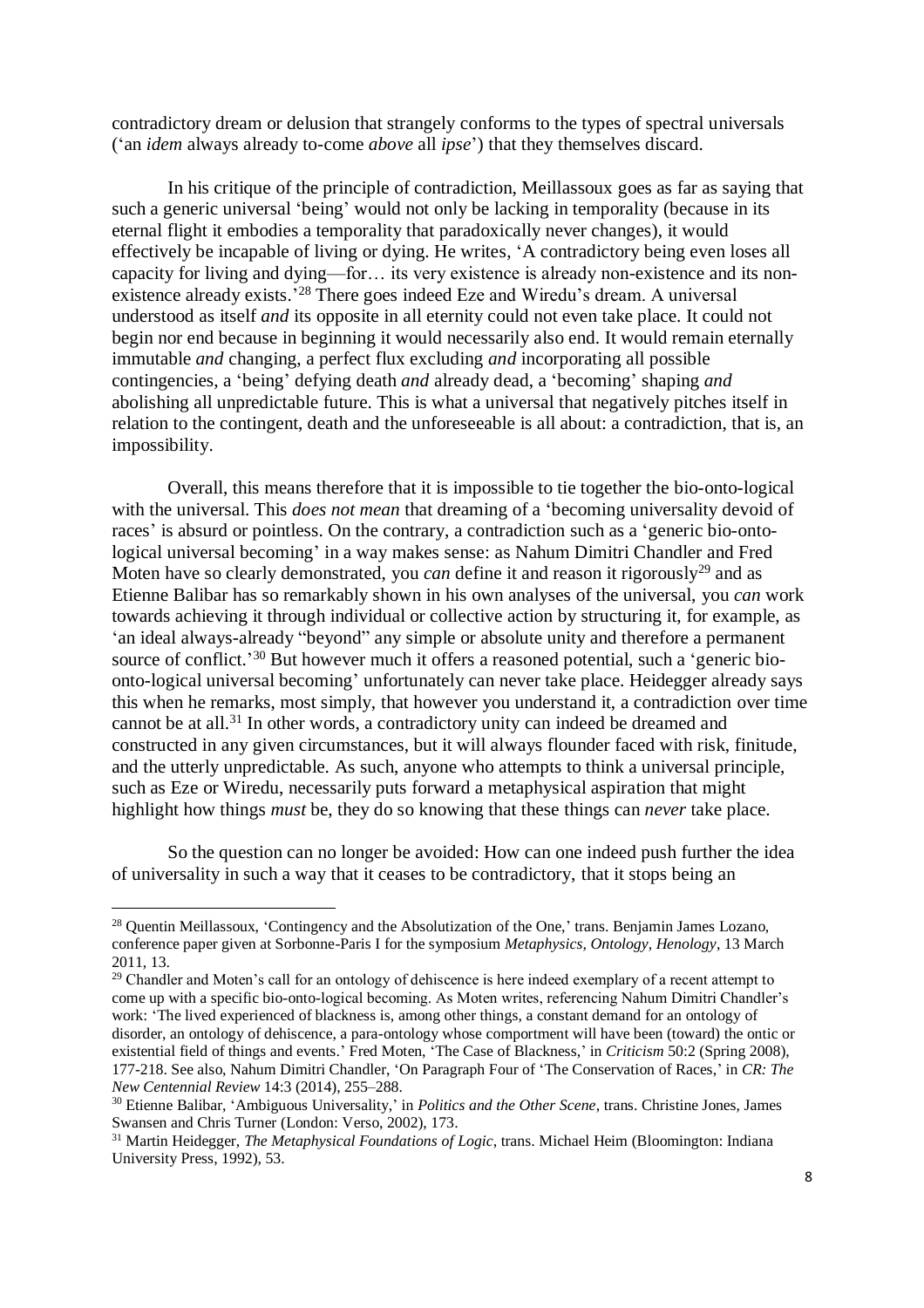contradictory dream or delusion that strangely conforms to the types of spectral universals ('an *idem* always already to-come *above* all *ipse*') that they themselves discard.

In his critique of the principle of contradiction, Meillassoux goes as far as saying that such a generic universal 'being' would not only be lacking in temporality (because in its eternal flight it embodies a temporality that paradoxically never changes), it would effectively be incapable of living or dying. He writes, 'A contradictory being even loses all capacity for living and dying—for… its very existence is already non-existence and its non-existence already exists.'[28] There goes indeed Eze and Wiredu's dream. A universal understood as itself *and* its opposite in all eternity could not even take place. It could not begin nor end because in beginning it would necessarily also end. It would remain eternally immutable *and* changing, a perfect flux excluding *and* incorporating all possible contingencies, a 'being' defying death *and* already dead, a 'becoming' shaping *and* abolishing all unpredictable future. This is what a universal that negatively pitches itself in relation to the contingent, death and the unforeseeable is all about: a contradiction, that is, an impossibility.

Overall, this means therefore that it is impossible to tie together the bio-onto-logical with the universal. This *does not mean* that dreaming of a 'becoming universality devoid of races' is absurd or pointless. On the contrary, a contradiction such as a 'generic bio-onto-logical universal becoming' in a way makes sense: as Nahum Dimitri Chandler and Fred Moten have so clearly demonstrated, you *can* define it and reason it rigorously[29] and as Etienne Balibar has so remarkably shown in his own analyses of the universal, you *can* work towards achieving it through individual or collective action by structuring it, for example, as 'an ideal always-already "beyond" any simple or absolute unity and therefore a permanent source of conflict.'[30] But however much it offers a reasoned potential, such a 'generic bio-onto-logical universal becoming' unfortunately can never take place. Heidegger already says this when he remarks, most simply, that however you understand it, a contradiction over time cannot be at all.[31] In other words, a contradictory unity can indeed be dreamed and constructed in any given circumstances, but it will always flounder faced with risk, finitude, and the utterly unpredictable. As such, anyone who attempts to think a universal principle, such as Eze or Wiredu, necessarily puts forward a metaphysical aspiration that might highlight how things *must* be, they do so knowing that these things can *never* take place.

So the question can no longer be avoided: How can one indeed push further the idea of universality in such a way that it ceases to be contradictory, that it stops being an

---

[28] Quentin Meillassoux, 'Contingency and the Absolutization of the One,' trans. Benjamin James Lozano, conference paper given at Sorbonne-Paris I for the symposium *Metaphysics, Ontology, Henology*, 13 March 2011, 13.

[29] Chandler and Moten's call for an ontology of dehiscence is here indeed exemplary of a recent attempt to come up with a specific bio-onto-logical becoming. As Moten writes, referencing Nahum Dimitri Chandler's work: 'The lived experienced of blackness is, among other things, a constant demand for an ontology of disorder, an ontology of dehiscence, a para-ontology whose comportment will have been (toward) the ontic or existential field of things and events.' Fred Moten, 'The Case of Blackness,' in *Criticism* 50:2 (Spring 2008), 177-218. See also, Nahum Dimitri Chandler, 'On Paragraph Four of 'The Conservation of Races,' in *CR: The New Centennial Review* 14:3 (2014), 255–288.

[30] Etienne Balibar, 'Ambiguous Universality,' in *Politics and the Other Scene*, trans. Christine Jones, James Swansen and Chris Turner (London: Verso, 2002), 173.

[31] Martin Heidegger, *The Metaphysical Foundations of Logic*, trans. Michael Heim (Bloomington: Indiana University Press, 1992), 53.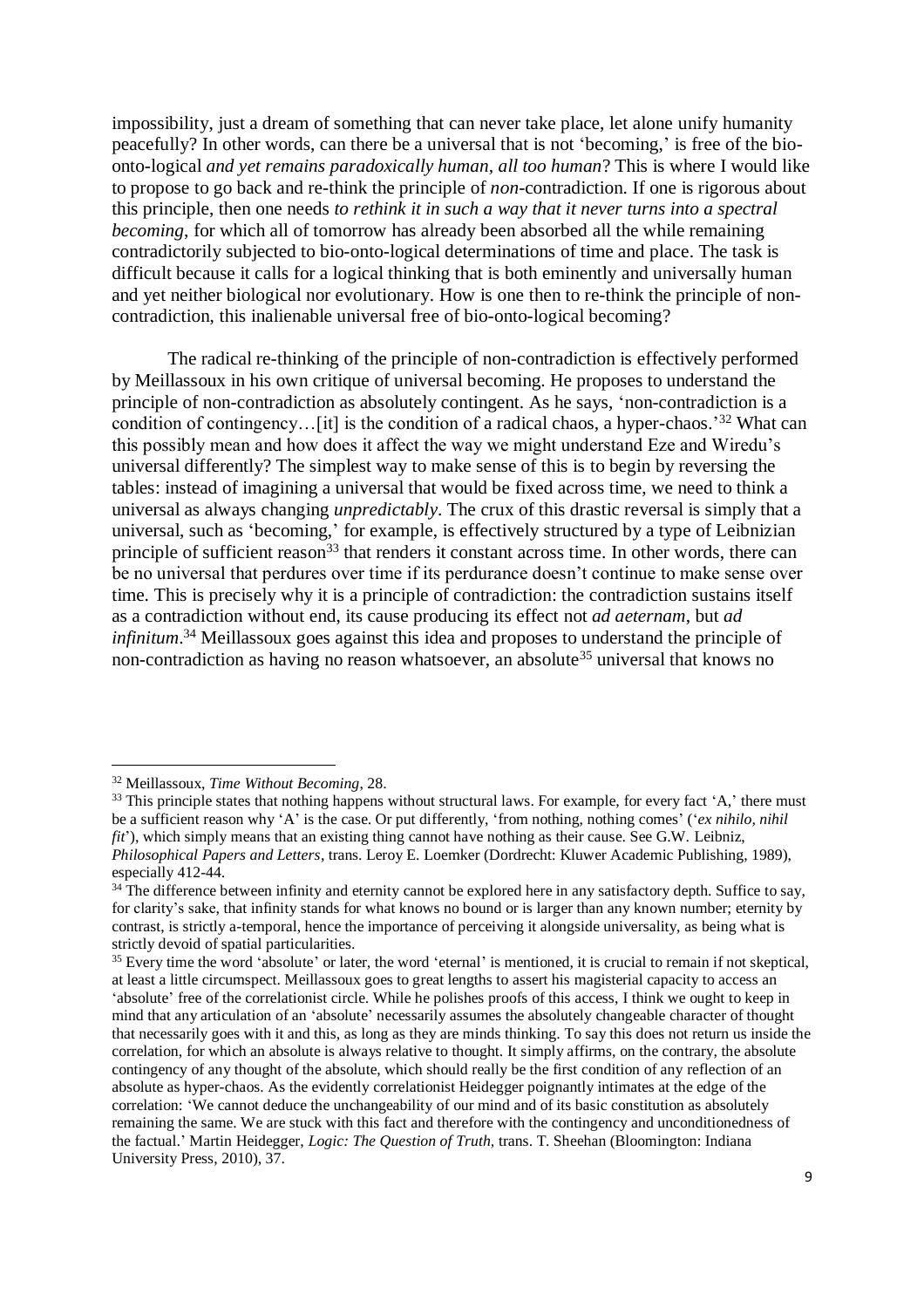impossibility, just a dream of something that can never take place, let alone unify humanity peacefully? In other words, can there be a universal that is not 'becoming,' is free of the bio-onto-logical *and yet remains paradoxically human, all too human*? This is where I would like to propose to go back and re-think the principle of *non*-contradiction. If one is rigorous about this principle, then one needs *to rethink it in such a way that it never turns into a spectral becoming*, for which all of tomorrow has already been absorbed all the while remaining contradictorily subjected to bio-onto-logical determinations of time and place. The task is difficult because it calls for a logical thinking that is both eminently and universally human and yet neither biological nor evolutionary. How is one then to re-think the principle of non-contradiction, this inalienable universal free of bio-onto-logical becoming?

The radical re-thinking of the principle of non-contradiction is effectively performed by Meillassoux in his own critique of universal becoming. He proposes to understand the principle of non-contradiction as absolutely contingent. As he says, 'non-contradiction is a condition of contingency…[it] is the condition of a radical chaos, a hyper-chaos.'[32] What can this possibly mean and how does it affect the way we might understand Eze and Wiredu's universal differently? The simplest way to make sense of this is to begin by reversing the tables: instead of imagining a universal that would be fixed across time, we need to think a universal as always changing *unpredictably*. The crux of this drastic reversal is simply that a universal, such as 'becoming,' for example, is effectively structured by a type of Leibnizian principle of sufficient reason[33] that renders it constant across time. In other words, there can be no universal that perdures over time if its perdurance doesn't continue to make sense over time. This is precisely why it is a principle of contradiction: the contradiction sustains itself as a contradiction without end, its cause producing its effect not *ad aeternam*, but *ad infinitum*.[34] Meillassoux goes against this idea and proposes to understand the principle of non-contradiction as having no reason whatsoever, an absolute[35] universal that knows no

---

[32] Meillassoux, *Time Without Becoming*, 28.

[33] This principle states that nothing happens without structural laws. For example, for every fact 'A,' there must be a sufficient reason why 'A' is the case. Or put differently, 'from nothing, nothing comes' ('*ex nihilo, nihil fit*'), which simply means that an existing thing cannot have nothing as their cause. See G.W. Leibniz, *Philosophical Papers and Letters*, trans. Leroy E. Loemker (Dordrecht: Kluwer Academic Publishing, 1989), especially 412-44.

[34] The difference between infinity and eternity cannot be explored here in any satisfactory depth. Suffice to say, for clarity's sake, that infinity stands for what knows no bound or is larger than any known number; eternity by contrast, is strictly a-temporal, hence the importance of perceiving it alongside universality, as being what is strictly devoid of spatial particularities.

[35] Every time the word 'absolute' or later, the word 'eternal' is mentioned, it is crucial to remain if not skeptical, at least a little circumspect. Meillassoux goes to great lengths to assert his magisterial capacity to access an 'absolute' free of the correlationist circle. While he polishes proofs of this access, I think we ought to keep in mind that any articulation of an 'absolute' necessarily assumes the absolutely changeable character of thought that necessarily goes with it and this, as long as they are minds thinking. To say this does not return us inside the correlation, for which an absolute is always relative to thought. It simply affirms, on the contrary, the absolute contingency of any thought of the absolute, which should really be the first condition of any reflection of an absolute as hyper-chaos. As the evidently correlationist Heidegger poignantly intimates at the edge of the correlation: 'We cannot deduce the unchangeability of our mind and of its basic constitution as absolutely remaining the same. We are stuck with this fact and therefore with the contingency and unconditionedness of the factual.' Martin Heidegger, *Logic: The Question of Truth*, trans. T. Sheehan (Bloomington: Indiana University Press, 2010), 37.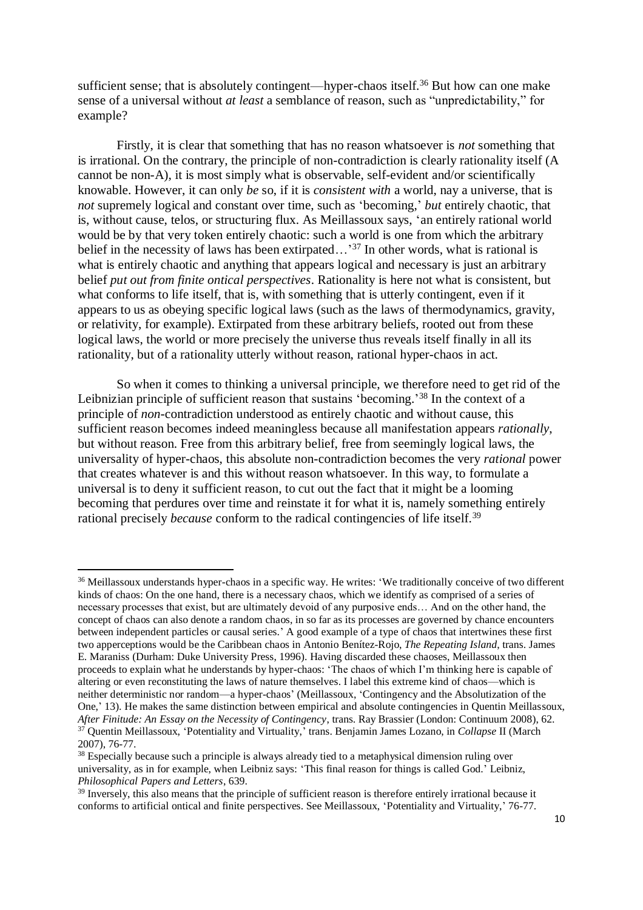sufficient sense; that is absolutely contingent—hyper-chaos itself.[36] But how can one make sense of a universal without *at least* a semblance of reason, such as "unpredictability," for example?

Firstly, it is clear that something that has no reason whatsoever is *not* something that is irrational. On the contrary, the principle of non-contradiction is clearly rationality itself (A cannot be non-A), it is most simply what is observable, self-evident and/or scientifically knowable. However, it can only *be* so, if it is *consistent with* a world, nay a universe, that is *not* supremely logical and constant over time, such as 'becoming,' *but* entirely chaotic, that is, without cause, telos, or structuring flux. As Meillassoux says, 'an entirely rational world would be by that very token entirely chaotic: such a world is one from which the arbitrary belief in the necessity of laws has been extirpated…'[37] In other words, what is rational is what is entirely chaotic and anything that appears logical and necessary is just an arbitrary belief *put out from finite ontical perspectives*. Rationality is here not what is consistent, but what conforms to life itself, that is, with something that is utterly contingent, even if it appears to us as obeying specific logical laws (such as the laws of thermodynamics, gravity, or relativity, for example). Extirpated from these arbitrary beliefs, rooted out from these logical laws, the world or more precisely the universe thus reveals itself finally in all its rationality, but of a rationality utterly without reason, rational hyper-chaos in act.

So when it comes to thinking a universal principle, we therefore need to get rid of the Leibnizian principle of sufficient reason that sustains 'becoming.'[38] In the context of a principle of *non*-contradiction understood as entirely chaotic and without cause, this sufficient reason becomes indeed meaningless because all manifestation appears *rationally*, but without reason. Free from this arbitrary belief, free from seemingly logical laws, the universality of hyper-chaos, this absolute non-contradiction becomes the very *rational* power that creates whatever is and this without reason whatsoever. In this way, to formulate a universal is to deny it sufficient reason, to cut out the fact that it might be a looming becoming that perdures over time and reinstate it for what it is, namely something entirely rational precisely *because* conform to the radical contingencies of life itself.[39]

---

[36] Meillassoux understands hyper-chaos in a specific way. He writes: 'We traditionally conceive of two different kinds of chaos: On the one hand, there is a necessary chaos, which we identify as comprised of a series of necessary processes that exist, but are ultimately devoid of any purposive ends… And on the other hand, the concept of chaos can also denote a random chaos, in so far as its processes are governed by chance encounters between independent particles or causal series.' A good example of a type of chaos that intertwines these first two apperceptions would be the Caribbean chaos in Antonio Benítez-Rojo, *The Repeating Island*, trans. James E. Maraniss (Durham: Duke University Press, 1996). Having discarded these chaoses, Meillassoux then proceeds to explain what he understands by hyper-chaos: 'The chaos of which I'm thinking here is capable of altering or even reconstituting the laws of nature themselves. I label this extreme kind of chaos—which is neither deterministic nor random—a hyper-chaos' (Meillassoux, 'Contingency and the Absolutization of the One,' 13). He makes the same distinction between empirical and absolute contingencies in Quentin Meillassoux, *After Finitude: An Essay on the Necessity of Contingency*, trans. Ray Brassier (London: Continuum 2008), 62.

[37] Quentin Meillassoux, 'Potentiality and Virtuality,' trans. Benjamin James Lozano, in *Collapse* II (March 2007), 76-77.

[38] Especially because such a principle is always already tied to a metaphysical dimension ruling over universality, as in for example, when Leibniz says: 'This final reason for things is called God.' Leibniz, *Philosophical Papers and Letters*, 639.

[39] Inversely, this also means that the principle of sufficient reason is therefore entirely irrational because it conforms to artificial ontical and finite perspectives. See Meillassoux, 'Potentiality and Virtuality,' 76-77.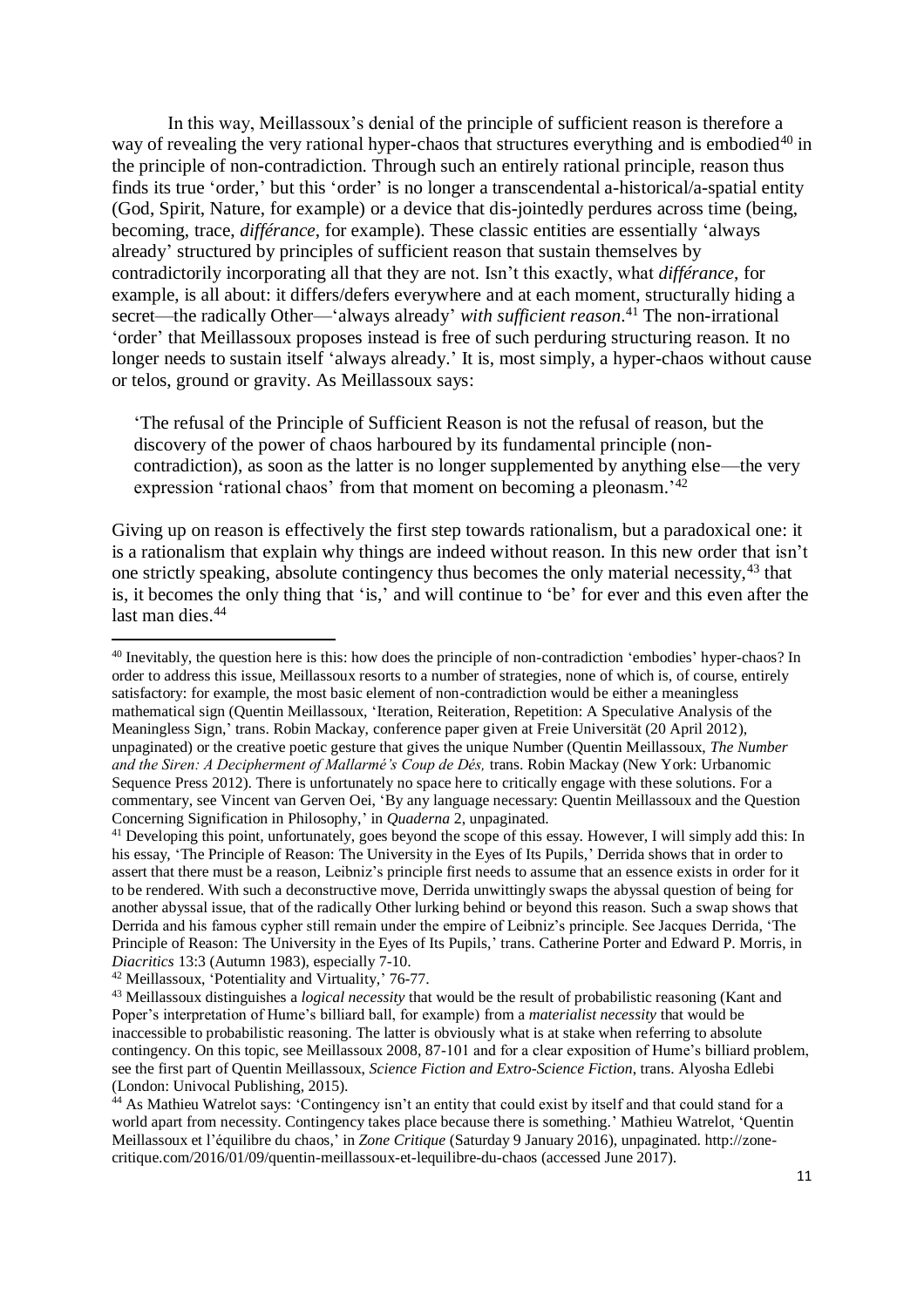In this way, Meillassoux's denial of the principle of sufficient reason is therefore a way of revealing the very rational hyper-chaos that structures everything and is embodied[40] in the principle of non-contradiction. Through such an entirely rational principle, reason thus finds its true 'order,' but this 'order' is no longer a transcendental a-historical/a-spatial entity (God, Spirit, Nature, for example) or a device that dis-jointedly perdures across time (being, becoming, trace, *différance*, for example). These classic entities are essentially 'always already' structured by principles of sufficient reason that sustain themselves by contradictorily incorporating all that they are not. Isn't this exactly, what *différance*, for example, is all about: it differs/defers everywhere and at each moment, structurally hiding a secret—the radically Other—'always already' *with sufficient reason*.[41] The non-irrational 'order' that Meillassoux proposes instead is free of such perduring structuring reason. It no longer needs to sustain itself 'always already.' It is, most simply, a hyper-chaos without cause or telos, ground or gravity. As Meillassoux says:

> 'The refusal of the Principle of Sufficient Reason is not the refusal of reason, but the discovery of the power of chaos harboured by its fundamental principle (non-contradiction), as soon as the latter is no longer supplemented by anything else—the very expression 'rational chaos' from that moment on becoming a pleonasm.'[42]

Giving up on reason is effectively the first step towards rationalism, but a paradoxical one: it is a rationalism that explain why things are indeed without reason. In this new order that isn't one strictly speaking, absolute contingency thus becomes the only material necessity,[43] that is, it becomes the only thing that 'is,' and will continue to 'be' for ever and this even after the last man dies.[44]

---

[40] Inevitably, the question here is this: how does the principle of non-contradiction 'embodies' hyper-chaos? In order to address this issue, Meillassoux resorts to a number of strategies, none of which is, of course, entirely satisfactory: for example, the most basic element of non-contradiction would be either a meaningless mathematical sign (Quentin Meillassoux, 'Iteration, Reiteration, Repetition: A Speculative Analysis of the Meaningless Sign,' trans. Robin Mackay, conference paper given at Freie Universität (20 April 2012), unpaginated) or the creative poetic gesture that gives the unique Number (Quentin Meillassoux, *The Number and the Siren: A Decipherment of Mallarmé's Coup de Dés,* trans. Robin Mackay (New York: Urbanomic Sequence Press 2012). There is unfortunately no space here to critically engage with these solutions. For a commentary, see Vincent van Gerven Oei, 'By any language necessary: Quentin Meillassoux and the Question Concerning Signification in Philosophy,' in *Quaderna* 2, unpaginated.

[41] Developing this point, unfortunately, goes beyond the scope of this essay. However, I will simply add this: In his essay, 'The Principle of Reason: The University in the Eyes of Its Pupils,' Derrida shows that in order to assert that there must be a reason, Leibniz's principle first needs to assume that an essence exists in order for it to be rendered. With such a deconstructive move, Derrida unwittingly swaps the abyssal question of being for another abyssal issue, that of the radically Other lurking behind or beyond this reason. Such a swap shows that Derrida and his famous cypher still remain under the empire of Leibniz's principle. See Jacques Derrida, 'The Principle of Reason: The University in the Eyes of Its Pupils,' trans. Catherine Porter and Edward P. Morris, in *Diacritics* 13:3 (Autumn 1983), especially 7-10.

[42] Meillassoux, 'Potentiality and Virtuality,' 76-77.

[43] Meillassoux distinguishes a *logical necessity* that would be the result of probabilistic reasoning (Kant and Poper's interpretation of Hume's billiard ball, for example) from a *materialist necessity* that would be inaccessible to probabilistic reasoning. The latter is obviously what is at stake when referring to absolute contingency. On this topic, see Meillassoux 2008, 87-101 and for a clear exposition of Hume's billiard problem, see the first part of Quentin Meillassoux, *Science Fiction and Extro-Science Fiction*, trans. Alyosha Edlebi (London: Univocal Publishing, 2015).

[44] As Mathieu Watrelot says: 'Contingency isn't an entity that could exist by itself and that could stand for a world apart from necessity. Contingency takes place because there is something.' Mathieu Watrelot, 'Quentin Meillassoux et l'équilibre du chaos,' in *Zone Critique* (Saturday 9 January 2016), unpaginated. http://zone-critique.com/2016/01/09/quentin-meillassoux-et-lequilibre-du-chaos (accessed June 2017).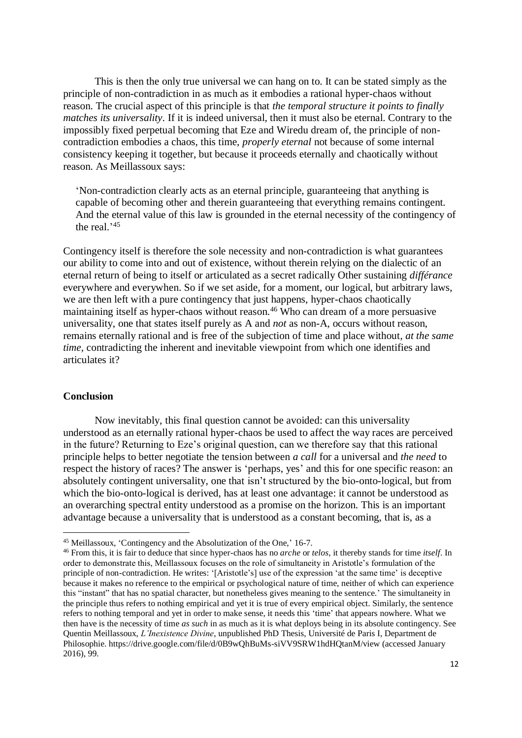This is then the only true universal we can hang on to. It can be stated simply as the principle of non-contradiction in as much as it embodies a rational hyper-chaos without reason. The crucial aspect of this principle is that *the temporal structure it points to finally matches its universality*. If it is indeed universal, then it must also be eternal. Contrary to the impossibly fixed perpetual becoming that Eze and Wiredu dream of, the principle of non-contradiction embodies a chaos, this time, *properly eternal* not because of some internal consistency keeping it together, but because it proceeds eternally and chaotically without reason. As Meillassoux says:

> 'Non-contradiction clearly acts as an eternal principle, guaranteeing that anything is capable of becoming other and therein guaranteeing that everything remains contingent. And the eternal value of this law is grounded in the eternal necessity of the contingency of the real.'[45]

Contingency itself is therefore the sole necessity and non-contradiction is what guarantees our ability to come into and out of existence, without therein relying on the dialectic of an eternal return of being to itself or articulated as a secret radically Other sustaining *différance* everywhere and everywhen. So if we set aside, for a moment, our logical, but arbitrary laws, we are then left with a pure contingency that just happens, hyper-chaos chaotically maintaining itself as hyper-chaos without reason.[46] Who can dream of a more persuasive universality, one that states itself purely as A and *not* as non-A, occurs without reason, remains eternally rational and is free of the subjection of time and place without, *at the same time*, contradicting the inherent and inevitable viewpoint from which one identifies and articulates it?

## Conclusion

Now inevitably, this final question cannot be avoided: can this universality understood as an eternally rational hyper-chaos be used to affect the way races are perceived in the future? Returning to Eze's original question, can we therefore say that this rational principle helps to better negotiate the tension between *a call* for a universal and *the need* to respect the history of races? The answer is 'perhaps, yes' and this for one specific reason: an absolutely contingent universality, one that isn't structured by the bio-onto-logical, but from which the bio-onto-logical is derived, has at least one advantage: it cannot be understood as an overarching spectral entity understood as a promise on the horizon. This is an important advantage because a universality that is understood as a constant becoming, that is, as a

---

[45] Meillassoux, 'Contingency and the Absolutization of the One,' 16-7.

[46] From this, it is fair to deduce that since hyper-chaos has no *arche* or *telos*, it thereby stands for time *itself*. In order to demonstrate this, Meillassoux focuses on the role of simultaneity in Aristotle's formulation of the principle of non-contradiction. He writes: '[Aristotle's] use of the expression 'at the same time' is deceptive because it makes no reference to the empirical or psychological nature of time, neither of which can experience this "instant" that has no spatial character, but nonetheless gives meaning to the sentence.' The simultaneity in the principle thus refers to nothing empirical and yet it is true of every empirical object. Similarly, the sentence refers to nothing temporal and yet in order to make sense, it needs this 'time' that appears nowhere. What we then have is the necessity of time *as such* in as much as it is what deploys being in its absolute contingency. See Quentin Meillassoux, *L'Inexistence Divine*, unpublished PhD Thesis, Université de Paris I, Department de Philosophie. https://drive.google.com/file/d/0B9wQhBuMs-siVV9SRW1hdHQtanM/view (accessed January 2016), 99.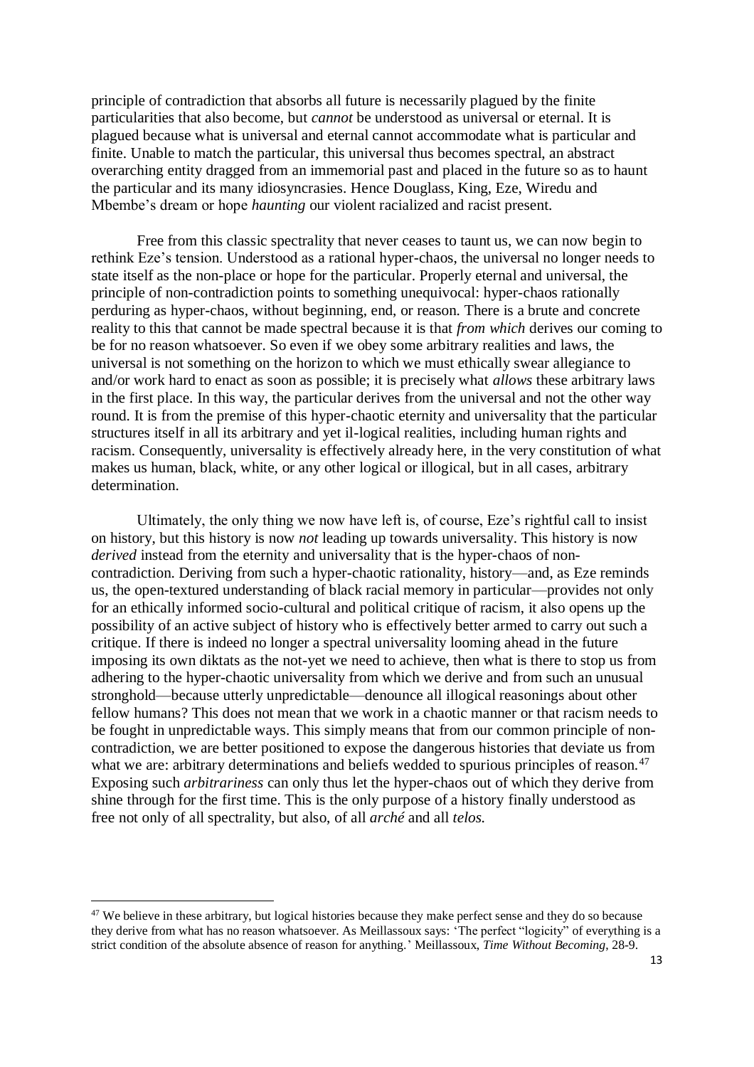principle of contradiction that absorbs all future is necessarily plagued by the finite particularities that also become, but *cannot* be understood as universal or eternal. It is plagued because what is universal and eternal cannot accommodate what is particular and finite. Unable to match the particular, this universal thus becomes spectral, an abstract overarching entity dragged from an immemorial past and placed in the future so as to haunt the particular and its many idiosyncrasies. Hence Douglass, King, Eze, Wiredu and Mbembe's dream or hope *haunting* our violent racialized and racist present.

Free from this classic spectrality that never ceases to taunt us, we can now begin to rethink Eze's tension. Understood as a rational hyper-chaos, the universal no longer needs to state itself as the non-place or hope for the particular. Properly eternal and universal, the principle of non-contradiction points to something unequivocal: hyper-chaos rationally perduring as hyper-chaos, without beginning, end, or reason. There is a brute and concrete reality to this that cannot be made spectral because it is that *from which* derives our coming to be for no reason whatsoever. So even if we obey some arbitrary realities and laws, the universal is not something on the horizon to which we must ethically swear allegiance to and/or work hard to enact as soon as possible; it is precisely what *allows* these arbitrary laws in the first place. In this way, the particular derives from the universal and not the other way round. It is from the premise of this hyper-chaotic eternity and universality that the particular structures itself in all its arbitrary and yet il-logical realities, including human rights and racism. Consequently, universality is effectively already here, in the very constitution of what makes us human, black, white, or any other logical or illogical, but in all cases, arbitrary determination.

Ultimately, the only thing we now have left is, of course, Eze's rightful call to insist on history, but this history is now *not* leading up towards universality. This history is now *derived* instead from the eternity and universality that is the hyper-chaos of non-contradiction. Deriving from such a hyper-chaotic rationality, history—and, as Eze reminds us, the open-textured understanding of black racial memory in particular—provides not only for an ethically informed socio-cultural and political critique of racism, it also opens up the possibility of an active subject of history who is effectively better armed to carry out such a critique. If there is indeed no longer a spectral universality looming ahead in the future imposing its own diktats as the not-yet we need to achieve, then what is there to stop us from adhering to the hyper-chaotic universality from which we derive and from such an unusual stronghold—because utterly unpredictable—denounce all illogical reasonings about other fellow humans? This does not mean that we work in a chaotic manner or that racism needs to be fought in unpredictable ways. This simply means that from our common principle of non-contradiction, we are better positioned to expose the dangerous histories that deviate us from what we are: arbitrary determinations and beliefs wedded to spurious principles of reason.[47] Exposing such *arbitrariness* can only thus let the hyper-chaos out of which they derive from shine through for the first time. This is the only purpose of a history finally understood as free not only of all spectrality, but also, of all *arché* and all *telos.*

---

[47] We believe in these arbitrary, but logical histories because they make perfect sense and they do so because they derive from what has no reason whatsoever. As Meillassoux says: 'The perfect "logicity" of everything is a strict condition of the absolute absence of reason for anything.' Meillassoux, *Time Without Becoming*, 28-9.